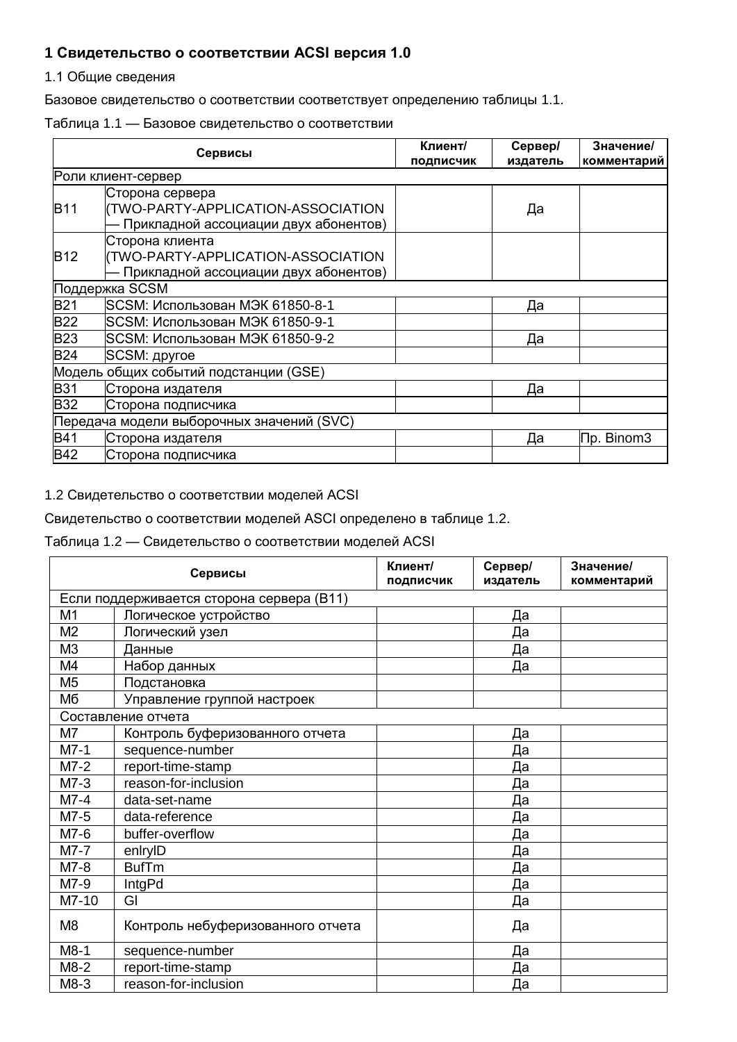## 1 Свидетельство о соответствии ACSI версия 1.0

1.1 Общие сведения

Базовое свидетельство о соответствии соответствует определению таблицы 1.1.

Таблица 1.1 — Базовое свидетельство о соответствии

| Сервисы | | Клиент/ подписчик | Сервер/ издатель | Значение/ комментарий |
|---|---|---|---|---|
| Роли клиент-сервер | | | | |
| B11 | Сторона сервера (TWO-PARTY-APPLICATION-ASSOCIATION — Прикладной ассоциации двух абонентов) | | Да | |
| B12 | Сторона клиента (TWO-PARTY-APPLICATION-ASSOCIATION — Прикладной ассоциации двух абонентов) | | | |
| Поддержка SCSM | | | | |
| B21 | SCSM: Использован МЭК 61850-8-1 | | Да | |
| B22 | SCSM: Использован МЭК 61850-9-1 | | | |
| B23 | SCSM: Использован МЭК 61850-9-2 | | Да | |
| B24 | SCSM: другое | | | |
| Модель общих событий подстанции (GSE) | | | | |
| B31 | Сторона издателя | | Да | |
| B32 | Сторона подписчика | | | |
| Передача модели выборочных значений (SVC) | | | | |
| B41 | Сторона издателя | | Да | Пр. Binom3 |
| B42 | Сторона подписчика | | | |

1.2 Свидетельство о соответствии моделей ACSI

Свидетельство о соответствии моделей ASCI определено в таблице 1.2.

Таблица 1.2 — Свидетельство о соответствии моделей ACSI

| Сервисы | | Клиент/ подписчик | Сервер/ издатель | Значение/ комментарий |
|---|---|---|---|---|
| Если поддерживается сторона сервера (B11) | | | | |
| M1 | Логическое устройство | | Да | |
| M2 | Логический узел | | Да | |
| M3 | Данные | | Да | |
| M4 | Набор данных | | Да | |
| M5 | Подстановка | | | |
| M6 | Управление группой настроек | | | |
| Составление отчета | | | | |
| M7 | Контроль буферизованного отчета | | Да | |
| M7-1 | sequence-number | | Да | |
| M7-2 | report-time-stamp | | Да | |
| M7-3 | reason-for-inclusion | | Да | |
| M7-4 | data-set-name | | Да | |
| M7-5 | data-reference | | Да | |
| M7-6 | buffer-overflow | | Да | |
| M7-7 | enlryID | | Да | |
| M7-8 | BufTm | | Да | |
| M7-9 | IntgPd | | Да | |
| M7-10 | GI | | Да | |
| M8 | Контроль небуферизованного отчета | | Да | |
| M8-1 | sequence-number | | Да | |
| M8-2 | report-time-stamp | | Да | |
| M8-3 | reason-for-inclusion | | Да | |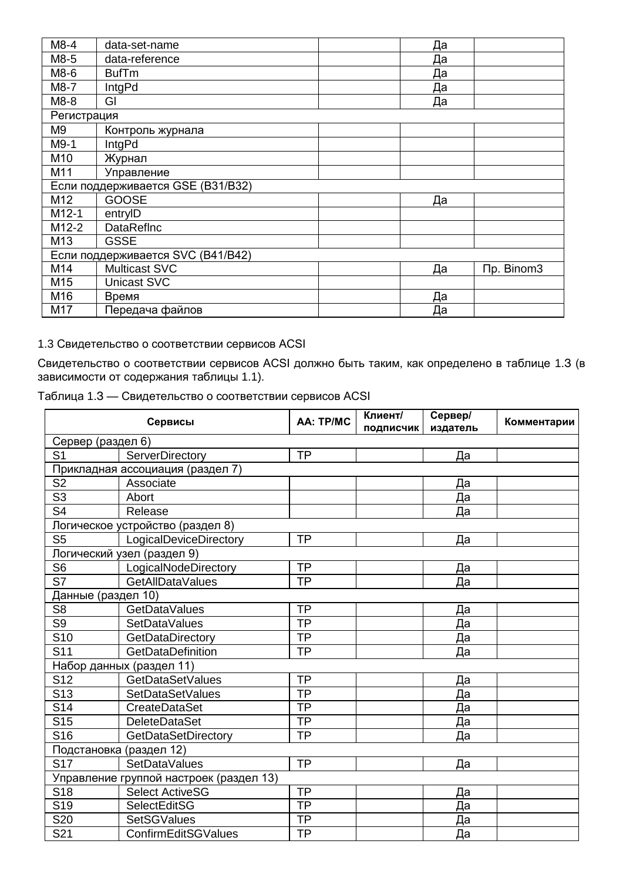| | | | | |
|---|---|---|---|---|
| M8-4 | data-set-name | | Да | |
| M8-5 | data-reference | | Да | |
| M8-6 | BufTm | | Да | |
| M8-7 | IntgPd | | Да | |
| M8-8 | GI | | Да | |
| Регистрация | | | | |
| M9 | Контроль журнала | | | |
| M9-1 | IntgPd | | | |
| M10 | Журнал | | | |
| M11 | Управление | | | |
| Если поддерживается GSE (B31/B32) | | | | |
| M12 | GOOSE | | Да | |
| M12-1 | entryID | | | |
| M12-2 | DataRefInc | | | |
| M13 | GSSE | | | |
| Если поддерживается SVC (B41/B42) | | | | |
| M14 | Multicast SVC | | Да | Пр. Binom3 |
| M15 | Unicast SVC | | | |
| M16 | Время | | Да | |
| M17 | Передача файлов | | Да | |

1.3 Свидетельство о соответствии сервисов ACSI

Свидетельство о соответствии сервисов ACSI должно быть таким, как определено в таблице 1.3 (в зависимости от содержания таблицы 1.1).

Таблица 1.3 — Свидетельство о соответствии сервисов ACSI

| Сервисы | | AA: TP/MC | Клиент/ подписчик | Сервер/ издатель | Комментарии |
|---|---|---|---|---|---|
| Сервер (раздел 6) | | | | | |
| S1 | ServerDirectory | TP | | Да | |
| Прикладная ассоциация (раздел 7) | | | | | |
| S2 | Associate | | | Да | |
| S3 | Abort | | | Да | |
| S4 | Release | | | Да | |
| Логическое устройство (раздел 8) | | | | | |
| S5 | LogicalDeviceDirectory | TP | | Да | |
| Логический узел (раздел 9) | | | | | |
| S6 | LogicalNodeDirectory | TP | | Да | |
| S7 | GetAllDataValues | TP | | Да | |
| Данные (раздел 10) | | | | | |
| S8 | GetDataValues | TP | | Да | |
| S9 | SetDataValues | TP | | Да | |
| S10 | GetDataDirectory | TP | | Да | |
| S11 | GetDataDefinition | TP | | Да | |
| Набор данных (раздел 11) | | | | | |
| S12 | GetDataSetValues | TP | | Да | |
| S13 | SetDataSetValues | TP | | Да | |
| S14 | CreateDataSet | TP | | Да | |
| S15 | DeleteDataSet | TP | | Да | |
| S16 | GetDataSetDirectory | TP | | Да | |
| Подстановка (раздел 12) | | | | | |
| S17 | SetDataValues | TP | | Да | |
| Управление группой настроек (раздел 13) | | | | | |
| S18 | Select ActiveSG | TP | | Да | |
| S19 | SelectEditSG | TP | | Да | |
| S20 | SetSGValues | TP | | Да | |
| S21 | ConfirmEditSGValues | TP | | Да | |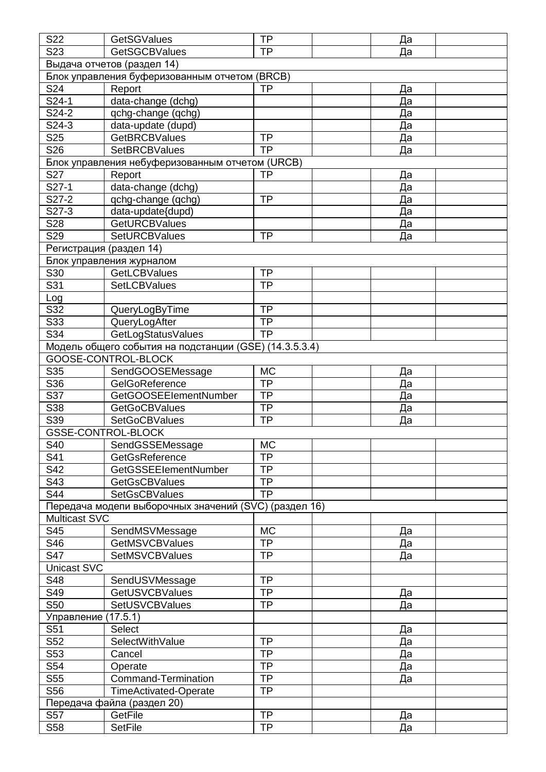| | | | | | |
|---|---|---|---|---|---|
| S22 | GetSGValues | TP | | Да | |
| S23 | GetSGCBValues | TP | | Да | |
| Выдача отчетов (раздел 14) | | | | | |
| Блок управления буферизованным отчетом (BRCB) | | | | | |
| S24 | Report | TP | | Да | |
| S24-1 | data-change (dchg) | | | Да | |
| S24-2 | qchg-change (qchg) | | | Да | |
| S24-3 | data-update (dupd) | | | Да | |
| S25 | GetBRCBValues | TP | | Да | |
| S26 | SetBRCBValues | TP | | Да | |
| Блок управления небуферизованным отчетом (URCB) | | | | | |
| S27 | Report | TP | | Да | |
| S27-1 | data-change (dchg) | | | Да | |
| S27-2 | qchg-change (qchg) | TP | | Да | |
| S27-3 | data-update{dupd) | | | Да | |
| S28 | GetURCBValues | | | Да | |
| S29 | SetURCBValues | TP | | Да | |
| Регистрация (раздел 14) | | | | | |
| Блок управления журналом | | | | | |
| S30 | GetLCBValues | TP | | | |
| S31 | SetLCBValues | TP | | | |
| Log | | | | | |
| S32 | QueryLogByTime | TP | | | |
| S33 | QueryLogAfter | TP | | | |
| S34 | GetLogStatusValues | TP | | | |
| Модель общего события на подстанции (GSE) (14.3.5.3.4) | | | | | |
| GOOSE-CONTROL-BLOCK | | | | | |
| S35 | SendGOOSEMessage | MC | | Да | |
| S36 | GelGoReference | TP | | Да | |
| S37 | GetGOOSEElementNumber | TP | | Да | |
| S38 | GetGoCBValues | TP | | Да | |
| S39 | SetGoCBValues | TP | | Да | |
| GSSE-CONTROL-BLOCK | | | | | |
| S40 | SendGSSEMessage | MC | | | |
| S41 | GetGsReference | TP | | | |
| S42 | GetGSSEElementNumber | TP | | | |
| S43 | GetGsCBValues | TP | | | |
| S44 | SetGsCBValues | TP | | | |
| Передача модели выборочных значений (SVC) (раздел 16) | | | | | |
| Multicast SVC | | | | | |
| S45 | SendMSVMessage | MC | | Да | |
| S46 | GetMSVCBValues | TP | | Да | |
| S47 | SetMSVCBValues | TP | | Да | |
| Unicast SVC | | | | | |
| S48 | SendUSVMessage | TP | | | |
| S49 | GetUSVCBValues | TP | | Да | |
| S50 | SetUSVCBValues | TP | | Да | |
| Управление (17.5.1) | | | | | |
| S51 | Select | | | Да | |
| S52 | SelectWithValue | TP | | Да | |
| S53 | Cancel | TP | | Да | |
| S54 | Operate | TP | | Да | |
| S55 | Command-Termination | TP | | Да | |
| S56 | TimeActivated-Operate | TP | | | |
| Передача файла (раздел 20) | | | | | |
| S57 | GetFile | TP | | Да | |
| S58 | SetFile | TP | | Да | |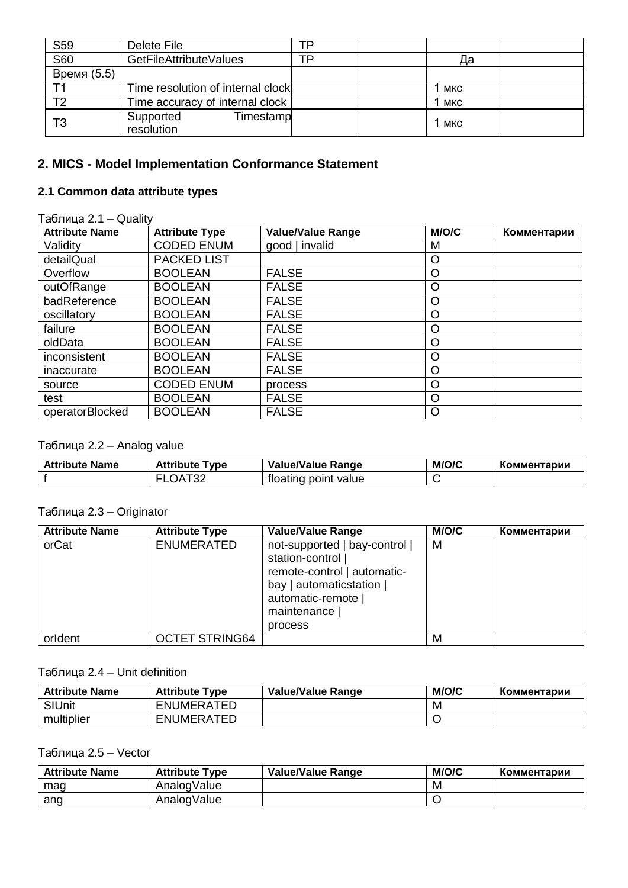| S59 | Delete File | TP | | | |
| --- | --- | --- | --- | --- | --- |
| S60 | GetFileAttributeValues | TP | | Да | |
| Время (5.5) | | | | | |
| T1 | Time resolution of internal clock | | | 1 мкс | |
| T2 | Time accuracy of internal clock | | | 1 мкс | |
| T3 | Supported Timestamp resolution | | | 1 мкс | |

## 2. MICS - Model Implementation Conformance Statement

### 2.1 Common data attribute types

Таблица 2.1 – Quality

| Attribute Name | Attribute Type | Value/Value Range | M/O/C | Комментарии |
| --- | --- | --- | --- | --- |
| Validity | CODED ENUM | good \| invalid | M | |
| detailQual | PACKED LIST | | O | |
| Overflow | BOOLEAN | FALSE | O | |
| outOfRange | BOOLEAN | FALSE | O | |
| badReference | BOOLEAN | FALSE | O | |
| oscillatory | BOOLEAN | FALSE | O | |
| failure | BOOLEAN | FALSE | O | |
| oldData | BOOLEAN | FALSE | O | |
| inconsistent | BOOLEAN | FALSE | O | |
| inaccurate | BOOLEAN | FALSE | O | |
| source | CODED ENUM | process | O | |
| test | BOOLEAN | FALSE | O | |
| operatorBlocked | BOOLEAN | FALSE | O | |

Таблица 2.2 – Analog value

| Attribute Name | Attribute Type | Value/Value Range | M/O/C | Комментарии |
| --- | --- | --- | --- | --- |
| f | FLOAT32 | floating point value | C | |

Таблица 2.3 – Originator

| Attribute Name | Attribute Type | Value/Value Range | M/O/C | Комментарии |
| --- | --- | --- | --- | --- |
| orCat | ENUMERATED | not-supported \| bay-control \| station-control \| remote-control \| automatic-bay \| automaticstation \| automatic-remote \| maintenance \| process | M | |
| orIdent | OCTET STRING64 | | M | |

Таблица 2.4 – Unit definition

| Attribute Name | Attribute Type | Value/Value Range | M/O/C | Комментарии |
| --- | --- | --- | --- | --- |
| SIUnit | ENUMERATED | | M | |
| multiplier | ENUMERATED | | O | |

Таблица 2.5 – Vector

| Attribute Name | Attribute Type | Value/Value Range | M/O/C | Комментарии |
| --- | --- | --- | --- | --- |
| mag | AnalogValue | | M | |
| ang | AnalogValue | | O | |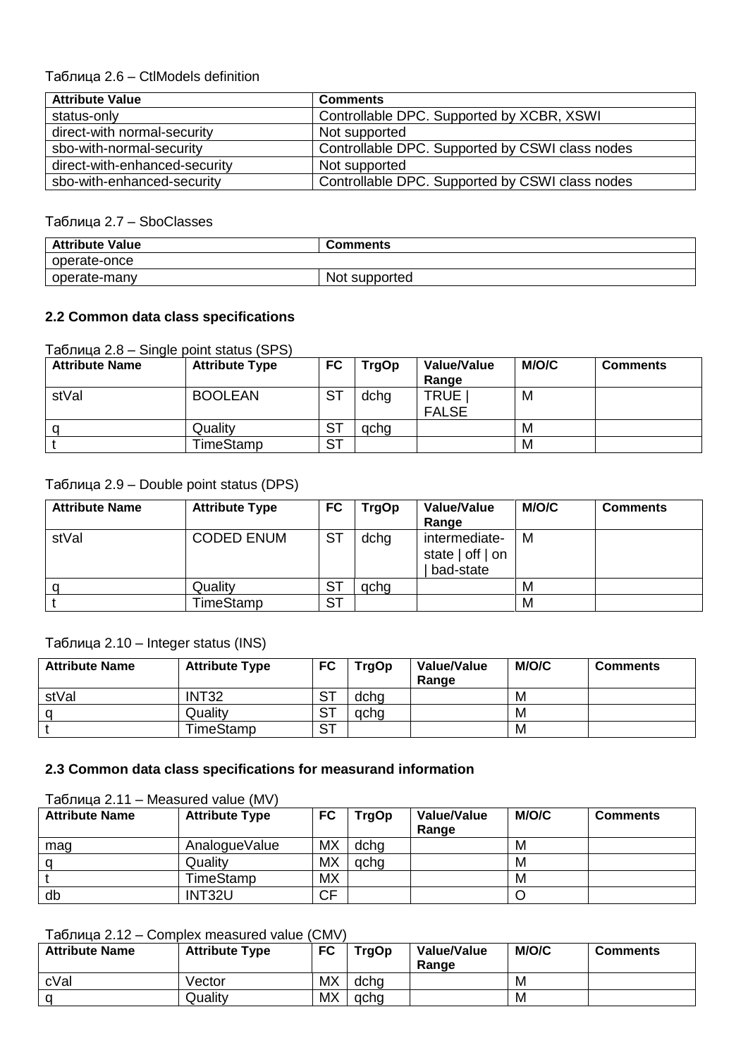Таблица 2.6 – CtlModels definition

| Attribute Value | Comments |
|---|---|
| status-only | Controllable DPC. Supported by XCBR, XSWI |
| direct-with normal-security | Not supported |
| sbo-with-normal-security | Controllable DPC. Supported by CSWI class nodes |
| direct-with-enhanced-security | Not supported |
| sbo-with-enhanced-security | Controllable DPC. Supported by CSWI class nodes |

Таблица 2.7 – SboClasses

| Attribute Value | Comments |
|---|---|
| operate-once | |
| operate-many | Not supported |

### 2.2 Common data class specifications

Таблица 2.8 – Single point status (SPS)

| Attribute Name | Attribute Type | FC | TrgOp | Value/Value Range | M/O/C | Comments |
|---|---|---|---|---|---|---|
| stVal | BOOLEAN | ST | dchg | TRUE \| FALSE | M | |
| q | Quality | ST | qchg | | M | |
| t | TimeStamp | ST | | | M | |

Таблица 2.9 – Double point status (DPS)

| Attribute Name | Attribute Type | FC | TrgOp | Value/Value Range | M/O/C | Comments |
|---|---|---|---|---|---|---|
| stVal | CODED ENUM | ST | dchg | intermediate-state \| off \| on \| bad-state | M | |
| q | Quality | ST | qchg | | M | |
| t | TimeStamp | ST | | | M | |

Таблица 2.10 – Integer status (INS)

| Attribute Name | Attribute Type | FC | TrgOp | Value/Value Range | M/O/C | Comments |
|---|---|---|---|---|---|---|
| stVal | INT32 | ST | dchg | | M | |
| q | Quality | ST | qchg | | M | |
| t | TimeStamp | ST | | | M | |

### 2.3 Common data class specifications for measurand information

Таблица 2.11 – Measured value (MV)

| Attribute Name | Attribute Type | FC | TrgOp | Value/Value Range | M/O/C | Comments |
|---|---|---|---|---|---|---|
| mag | AnalogueValue | MX | dchg | | M | |
| q | Quality | MX | qchg | | M | |
| t | TimeStamp | MX | | | M | |
| db | INT32U | CF | | | O | |

Таблица 2.12 – Complex measured value (CMV)

| Attribute Name | Attribute Type | FC | TrgOp | Value/Value Range | M/O/C | Comments |
|---|---|---|---|---|---|---|
| cVal | Vector | MX | dchg | | M | |
| q | Quality | MX | qchg | | M | |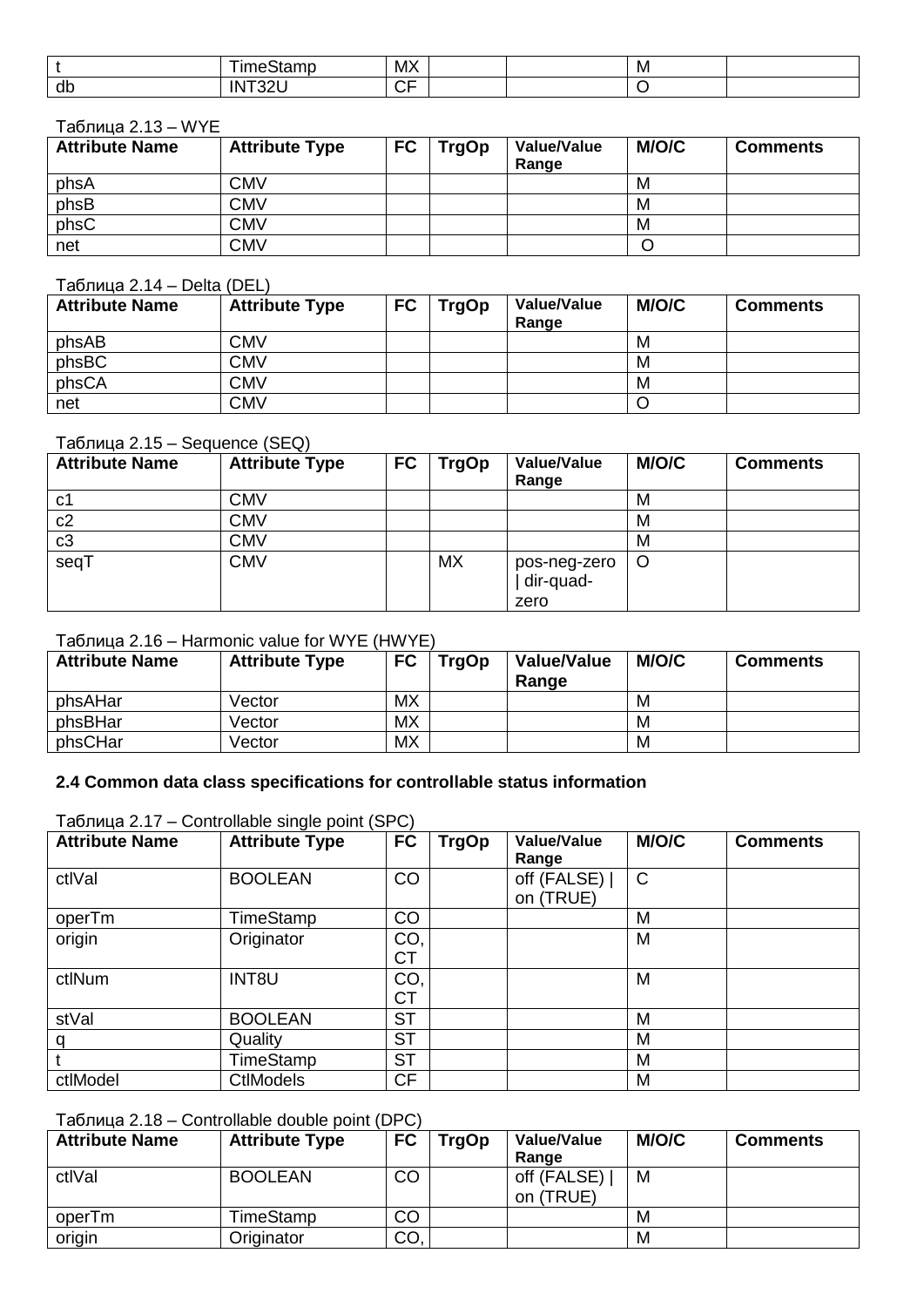| | | | | | | |
|---|---|---|---|---|---|---|
| t | TimeStamp | MX | | | M | |
| db | INT32U | CF | | | O | |

Таблица 2.13 – WYE

| Attribute Name | Attribute Type | FC | TrgOp | Value/Value Range | M/O/C | Comments |
|---|---|---|---|---|---|---|
| phsA | CMV | | | | M | |
| phsB | CMV | | | | M | |
| phsC | CMV | | | | M | |
| net | CMV | | | | O | |

Таблица 2.14 – Delta (DEL)

| Attribute Name | Attribute Type | FC | TrgOp | Value/Value Range | M/O/C | Comments |
|---|---|---|---|---|---|---|
| phsAB | CMV | | | | M | |
| phsBC | CMV | | | | M | |
| phsCA | CMV | | | | M | |
| net | CMV | | | | O | |

Таблица 2.15 – Sequence (SEQ)

| Attribute Name | Attribute Type | FC | TrgOp | Value/Value Range | M/O/C | Comments |
|---|---|---|---|---|---|---|
| c1 | CMV | | | | M | |
| c2 | CMV | | | | M | |
| c3 | CMV | | | | M | |
| seqT | CMV | | MX | pos-neg-zero \| dir-quad-zero | O | |

Таблица 2.16 – Harmonic value for WYE (HWYE)

| Attribute Name | Attribute Type | FC | TrgOp | Value/Value Range | M/O/C | Comments |
|---|---|---|---|---|---|---|
| phsAHar | Vector | MX | | | M | |
| phsBHar | Vector | MX | | | M | |
| phsCHar | Vector | MX | | | M | |

**2.4 Common data class specifications for controllable status information**

Таблица 2.17 – Controllable single point (SPC)

| Attribute Name | Attribute Type | FC | TrgOp | Value/Value Range | M/O/C | Comments |
|---|---|---|---|---|---|---|
| ctlVal | BOOLEAN | CO | | off (FALSE) \| on (TRUE) | C | |
| operTm | TimeStamp | CO | | | M | |
| origin | Originator | CO, CT | | | M | |
| ctlNum | INT8U | CO, CT | | | M | |
| stVal | BOOLEAN | ST | | | M | |
| q | Quality | ST | | | M | |
| t | TimeStamp | ST | | | M | |
| ctlModel | CtlModels | CF | | | M | |

Таблица 2.18 – Controllable double point (DPC)

| Attribute Name | Attribute Type | FC | TrgOp | Value/Value Range | M/O/C | Comments |
|---|---|---|---|---|---|---|
| ctlVal | BOOLEAN | CO | | off (FALSE) \| on (TRUE) | M | |
| operTm | TimeStamp | CO | | | M | |
| origin | Originator | CO, | | | M | |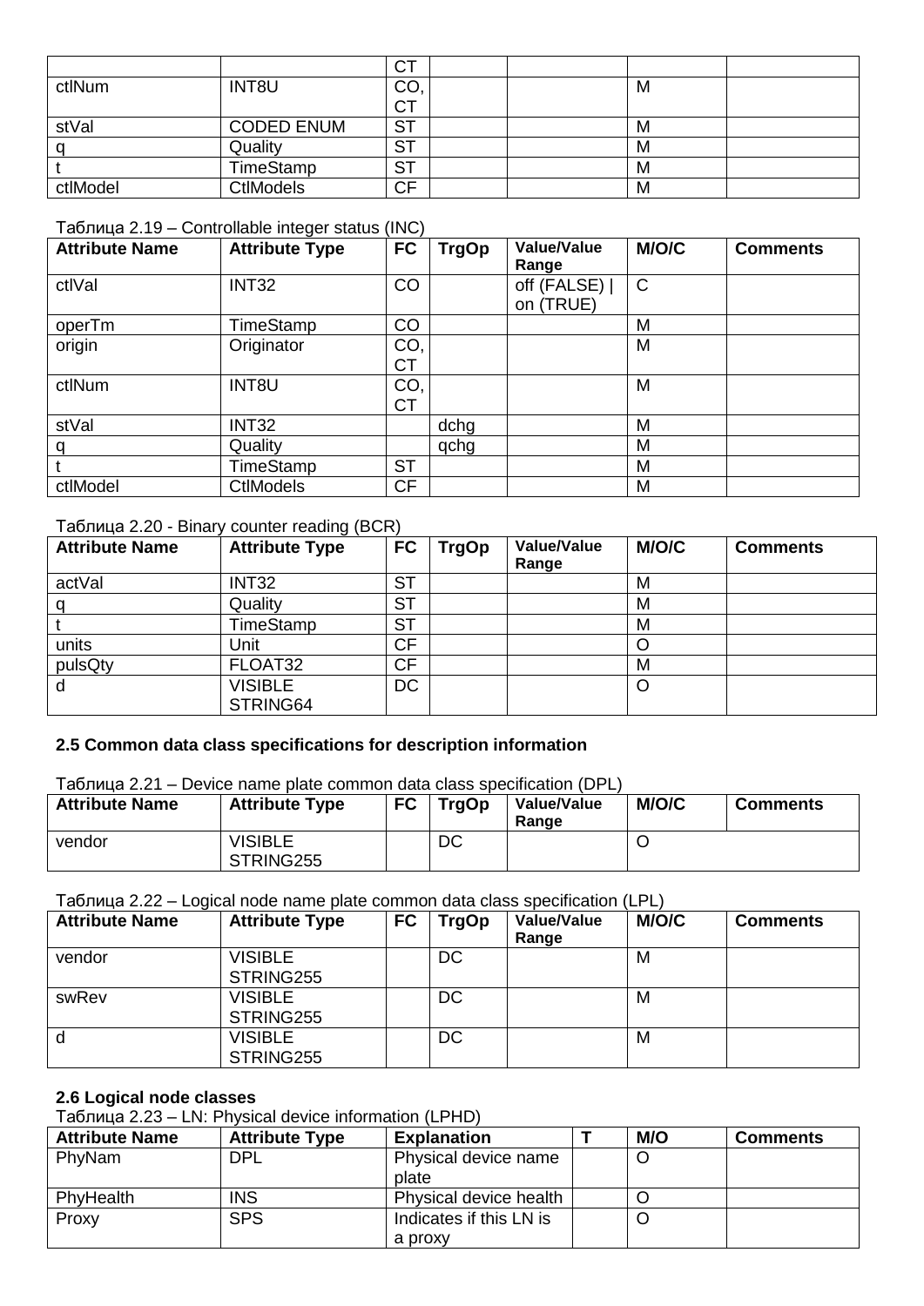| | | CT | | | | |
|---|---|---|---|---|---|---|
| ctlNum | INT8U | CO, CT | | | M | |
| stVal | CODED ENUM | ST | | | M | |
| q | Quality | ST | | | M | |
| t | TimeStamp | ST | | | M | |
| ctlModel | CtlModels | CF | | | M | |

Таблица 2.19 – Controllable integer status (INC)

| Attribute Name | Attribute Type | FC | TrgOp | Value/Value Range | M/O/C | Comments |
|---|---|---|---|---|---|---|
| ctlVal | INT32 | CO | | off (FALSE) \| on (TRUE) | C | |
| operTm | TimeStamp | CO | | | M | |
| origin | Originator | CO, CT | | | M | |
| ctlNum | INT8U | CO, CT | | | M | |
| stVal | INT32 | | dchg | | M | |
| q | Quality | | qchg | | M | |
| t | TimeStamp | ST | | | M | |
| ctlModel | CtlModels | CF | | | M | |

Таблица 2.20 - Binary counter reading (BCR)

| Attribute Name | Attribute Type | FC | TrgOp | Value/Value Range | M/O/C | Comments |
|---|---|---|---|---|---|---|
| actVal | INT32 | ST | | | M | |
| q | Quality | ST | | | M | |
| t | TimeStamp | ST | | | M | |
| units | Unit | CF | | | O | |
| pulsQty | FLOAT32 | CF | | | M | |
| d | VISIBLE STRING64 | DC | | | O | |

### 2.5 Common data class specifications for description information

Таблица 2.21 – Device name plate common data class specification (DPL)

| Attribute Name | Attribute Type | FC | TrgOp | Value/Value Range | M/O/C | Comments |
|---|---|---|---|---|---|---|
| vendor | VISIBLE STRING255 | | DC | | O | |

Таблица 2.22 – Logical node name plate common data class specification (LPL)

| Attribute Name | Attribute Type | FC | TrgOp | Value/Value Range | M/O/C | Comments |
|---|---|---|---|---|---|---|
| vendor | VISIBLE STRING255 | | DC | | M | |
| swRev | VISIBLE STRING255 | | DC | | M | |
| d | VISIBLE STRING255 | | DC | | M | |

### 2.6 Logical node classes

Таблица 2.23 – LN: Physical device information (LPHD)

| Attribute Name | Attribute Type | Explanation | T | M/O | Comments |
|---|---|---|---|---|---|
| PhyNam | DPL | Physical device name plate | | O | |
| PhyHealth | INS | Physical device health | | O | |
| Proxy | SPS | Indicates if this LN is a proxy | | O | |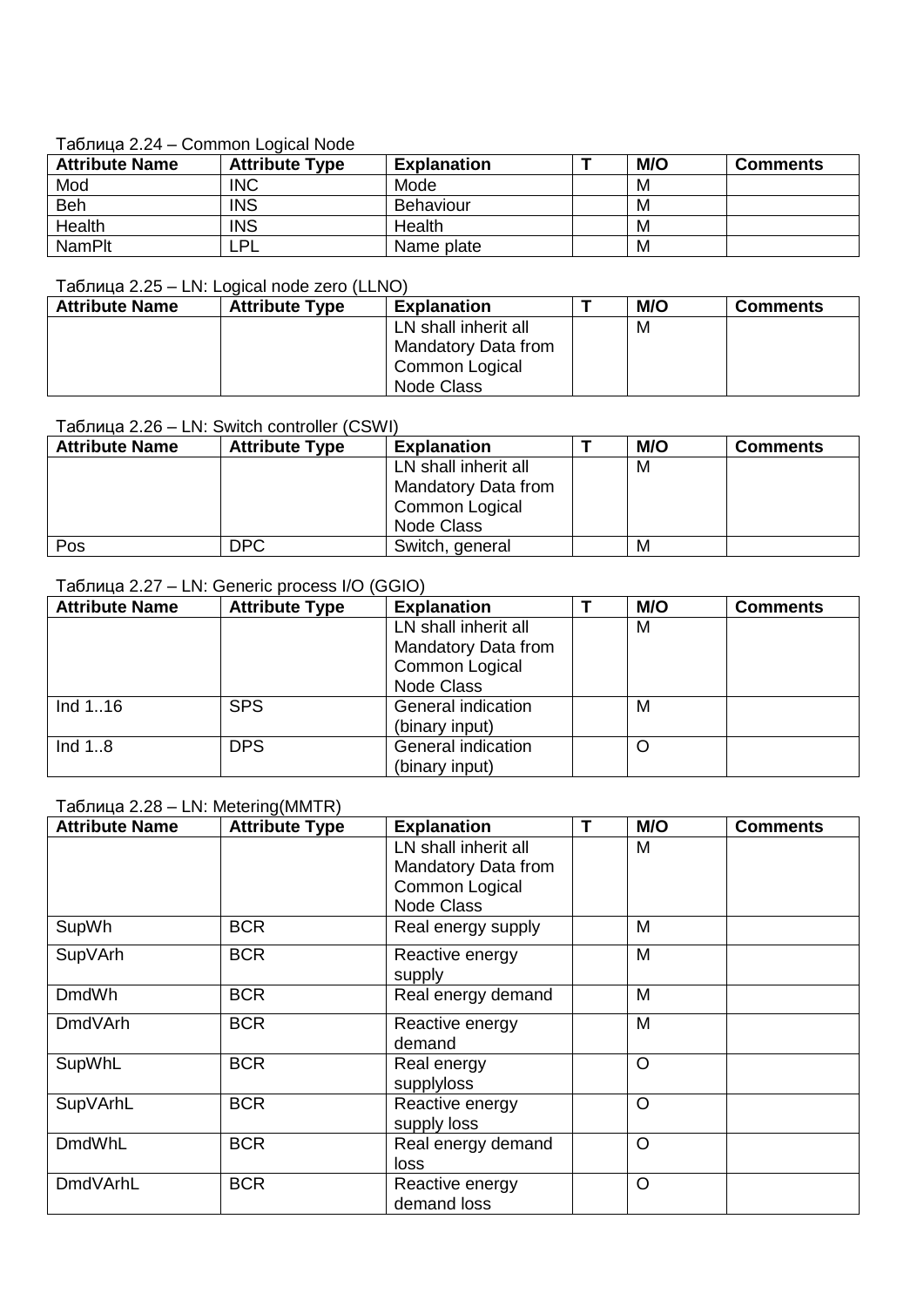Таблица 2.24 – Common Logical Node

| Attribute Name | Attribute Type | Explanation | T | M/O | Comments |
|---|---|---|---|---|---|
| Mod | INC | Mode | | M | |
| Beh | INS | Behaviour | | M | |
| Health | INS | Health | | M | |
| NamPlt | LPL | Name plate | | M | |

Таблица 2.25 – LN: Logical node zero (LLNO)

| Attribute Name | Attribute Type | Explanation | T | M/O | Comments |
|---|---|---|---|---|---|
| | | LN shall inherit all Mandatory Data from Common Logical Node Class | | M | |

Таблица 2.26 – LN: Switch controller (CSWI)

| Attribute Name | Attribute Type | Explanation | T | M/O | Comments |
|---|---|---|---|---|---|
| | | LN shall inherit all Mandatory Data from Common Logical Node Class | | M | |
| Pos | DPC | Switch, general | | M | |

Таблица 2.27 – LN: Generic process I/O (GGIO)

| Attribute Name | Attribute Type | Explanation | T | M/O | Comments |
|---|---|---|---|---|---|
| | | LN shall inherit all Mandatory Data from Common Logical Node Class | | M | |
| Ind 1..16 | SPS | General indication (binary input) | | M | |
| Ind 1..8 | DPS | General indication (binary input) | | O | |

Таблица 2.28 – LN: Metering(MMTR)

| Attribute Name | Attribute Type | Explanation | T | M/O | Comments |
|---|---|---|---|---|---|
| | | LN shall inherit all Mandatory Data from Common Logical Node Class | | M | |
| SupWh | BCR | Real energy supply | | M | |
| SupVArh | BCR | Reactive energy supply | | M | |
| DmdWh | BCR | Real energy demand | | M | |
| DmdVArh | BCR | Reactive energy demand | | M | |
| SupWhL | BCR | Real energy supplyloss | | O | |
| SupVArhL | BCR | Reactive energy supply loss | | O | |
| DmdWhL | BCR | Real energy demand loss | | O | |
| DmdVArhL | BCR | Reactive energy demand loss | | O | |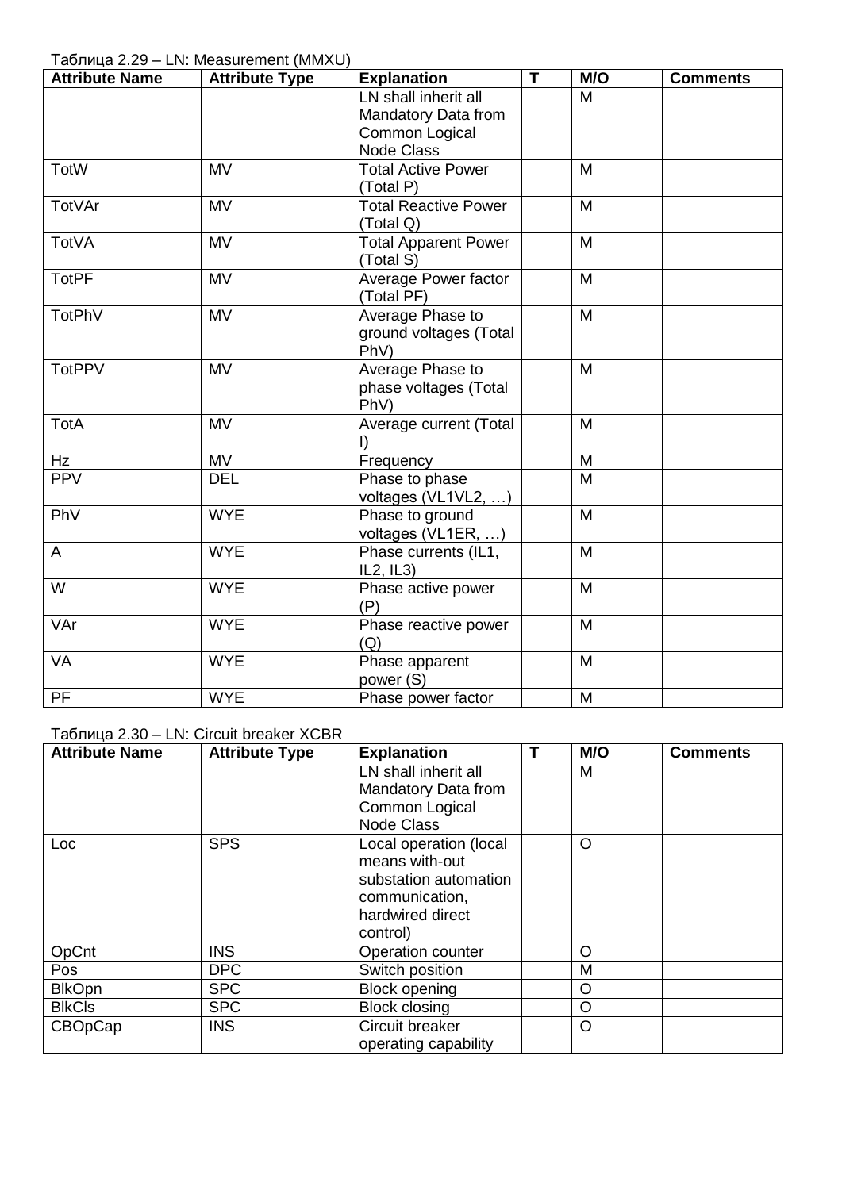Таблица 2.29 – LN: Measurement (MMXU)

| Attribute Name | Attribute Type | Explanation | T | M/O | Comments |
|---|---|---|---|---|---|
| | | LN shall inherit all Mandatory Data from Common Logical Node Class | | M | |
| TotW | MV | Total Active Power (Total P) | | M | |
| TotVAr | MV | Total Reactive Power (Total Q) | | M | |
| TotVA | MV | Total Apparent Power (Total S) | | M | |
| TotPF | MV | Average Power factor (Total PF) | | M | |
| TotPhV | MV | Average Phase to ground voltages (Total PhV) | | M | |
| TotPPV | MV | Average Phase to phase voltages (Total PhV) | | M | |
| TotA | MV | Average current (Total I) | | M | |
| Hz | MV | Frequency | | M | |
| PPV | DEL | Phase to phase voltages (VL1VL2, …) | | M | |
| PhV | WYE | Phase to ground voltages (VL1ER, …) | | M | |
| A | WYE | Phase currents (IL1, IL2, IL3) | | M | |
| W | WYE | Phase active power (P) | | M | |
| VAr | WYE | Phase reactive power (Q) | | M | |
| VA | WYE | Phase apparent power (S) | | M | |
| PF | WYE | Phase power factor | | M | |

Таблица 2.30 – LN: Circuit breaker XCBR

| Attribute Name | Attribute Type | Explanation | T | M/O | Comments |
|---|---|---|---|---|---|
| | | LN shall inherit all Mandatory Data from Common Logical Node Class | | M | |
| Loc | SPS | Local operation (local means with-out substation automation communication, hardwired direct control) | | O | |
| OpCnt | INS | Operation counter | | O | |
| Pos | DPC | Switch position | | M | |
| BlkOpn | SPC | Block opening | | O | |
| BlkCls | SPC | Block closing | | O | |
| CBOpCap | INS | Circuit breaker operating capability | | O | |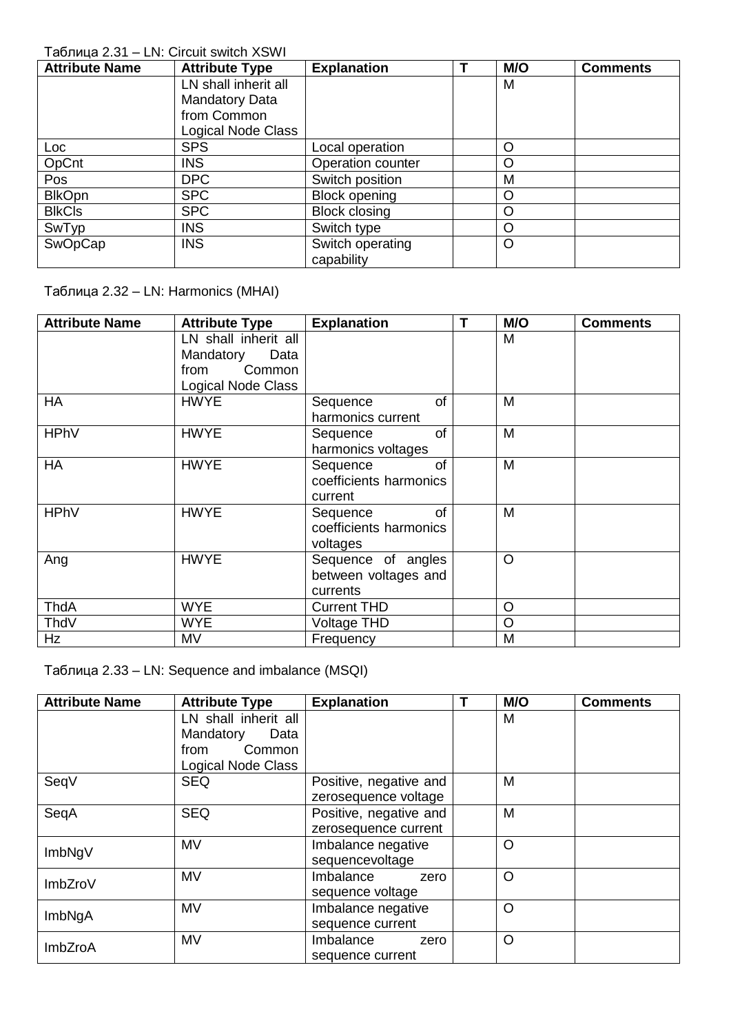Таблица 2.31 – LN: Circuit switch XSWI

| Attribute Name | Attribute Type | Explanation | T | M/O | Comments |
|---|---|---|---|---|---|
| | LN shall inherit all Mandatory Data from Common Logical Node Class | | | M | |
| Loc | SPS | Local operation | | O | |
| OpCnt | INS | Operation counter | | O | |
| Pos | DPC | Switch position | | M | |
| BlkOpn | SPC | Block opening | | O | |
| BlkCls | SPC | Block closing | | O | |
| SwTyp | INS | Switch type | | O | |
| SwOpCap | INS | Switch operating capability | | O | |

Таблица 2.32 – LN: Harmonics (MHAI)

| Attribute Name | Attribute Type | Explanation | T | M/O | Comments |
|---|---|---|---|---|---|
| | LN shall inherit all Mandatory Data from Common Logical Node Class | | | M | |
| HA | HWYE | Sequence of harmonics current | | M | |
| HPhV | HWYE | Sequence of harmonics voltages | | M | |
| HA | HWYE | Sequence of coefficients harmonics current | | M | |
| HPhV | HWYE | Sequence of coefficients harmonics voltages | | M | |
| Ang | HWYE | Sequence of angles between voltages and currents | | O | |
| ThdA | WYE | Current THD | | O | |
| ThdV | WYE | Voltage THD | | O | |
| Hz | MV | Frequency | | M | |

Таблица 2.33 – LN: Sequence and imbalance (MSQI)

| Attribute Name | Attribute Type | Explanation | T | M/O | Comments |
|---|---|---|---|---|---|
| | LN shall inherit all Mandatory Data from Common Logical Node Class | | | M | |
| SeqV | SEQ | Positive, negative and zerosequence voltage | | M | |
| SeqA | SEQ | Positive, negative and zerosequence current | | M | |
| ImbNgV | MV | Imbalance negative sequencevoltage | | O | |
| ImbZroV | MV | Imbalance zero sequence voltage | | O | |
| ImbNgA | MV | Imbalance negative sequence current | | O | |
| ImbZroA | MV | Imbalance zero sequence current | | O | |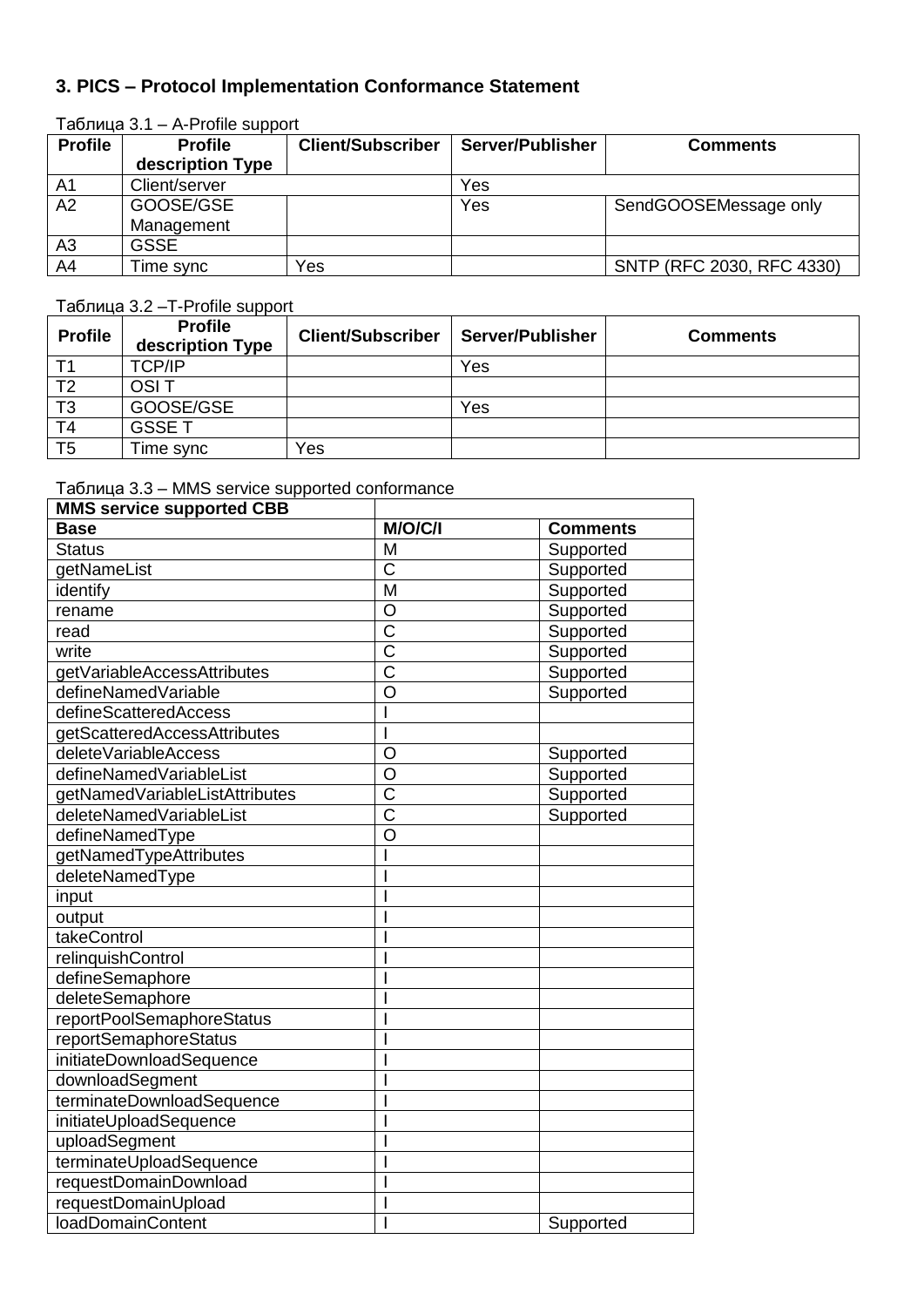## 3. PICS – Protocol Implementation Conformance Statement

Таблица 3.1 – A-Profile support

| Profile | Profile description Type | Client/Subscriber | Server/Publisher | Comments |
|---|---|---|---|---|
| A1 | Client/server | | Yes | |
| A2 | GOOSE/GSE Management | | Yes | SendGOOSEMessage only |
| A3 | GSSE | | | |
| A4 | Time sync | Yes | | SNTP (RFC 2030, RFC 4330) |

Таблица 3.2 –T-Profile support

| Profile | Profile description Type | Client/Subscriber | Server/Publisher | Comments |
|---|---|---|---|---|
| T1 | TCP/IP | | Yes | |
| T2 | OSI T | | | |
| T3 | GOOSE/GSE | | Yes | |
| T4 | GSSE T | | | |
| T5 | Time sync | Yes | | |

Таблица 3.3 – MMS service supported conformance

| MMS service supported CBB | | |
|---|---|---|
| **Base** | **M/O/C/I** | **Comments** |
| Status | M | Supported |
| getNameList | C | Supported |
| identify | M | Supported |
| rename | O | Supported |
| read | C | Supported |
| write | C | Supported |
| getVariableAccessAttributes | C | Supported |
| defineNamedVariable | O | Supported |
| defineScatteredAccess | I | |
| getScatteredAccessAttributes | I | |
| deleteVariableAccess | O | Supported |
| defineNamedVariableList | O | Supported |
| getNamedVariableListAttributes | C | Supported |
| deleteNamedVariableList | C | Supported |
| defineNamedType | O | |
| getNamedTypeAttributes | I | |
| deleteNamedType | I | |
| input | I | |
| output | I | |
| takeControl | I | |
| relinquishControl | I | |
| defineSemaphore | I | |
| deleteSemaphore | I | |
| reportPoolSemaphoreStatus | I | |
| reportSemaphoreStatus | I | |
| initiateDownloadSequence | I | |
| downloadSegment | I | |
| terminateDownloadSequence | I | |
| initiateUploadSequence | I | |
| uploadSegment | I | |
| terminateUploadSequence | I | |
| requestDomainDownload | I | |
| requestDomainUpload | I | |
| loadDomainContent | I | Supported |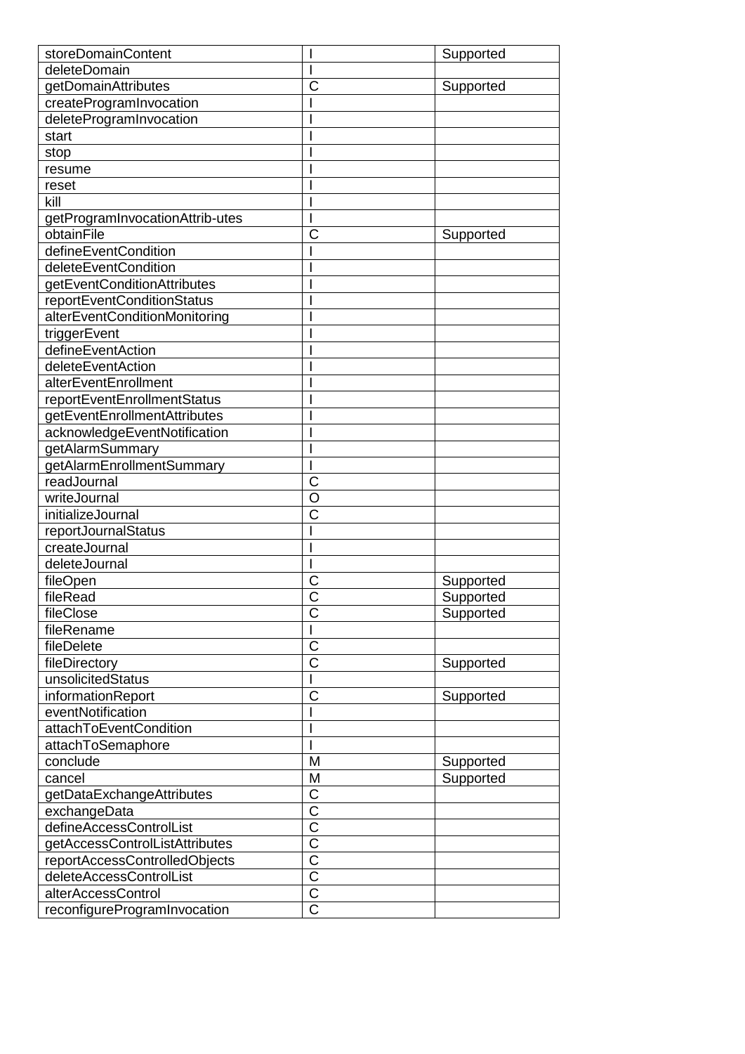| storeDomainContent | I | Supported |
|---|---|---|
| deleteDomain | I | |
| getDomainAttributes | C | Supported |
| createProgramInvocation | I | |
| deleteProgramInvocation | I | |
| start | I | |
| stop | I | |
| resume | I | |
| reset | I | |
| kill | I | |
| getProgramInvocationAttrib-utes | I | |
| obtainFile | C | Supported |
| defineEventCondition | I | |
| deleteEventCondition | I | |
| getEventConditionAttributes | I | |
| reportEventConditionStatus | I | |
| alterEventConditionMonitoring | I | |
| triggerEvent | I | |
| defineEventAction | I | |
| deleteEventAction | I | |
| alterEventEnrollment | I | |
| reportEventEnrollmentStatus | I | |
| getEventEnrollmentAttributes | I | |
| acknowledgeEventNotification | I | |
| getAlarmSummary | I | |
| getAlarmEnrollmentSummary | I | |
| readJournal | C | |
| writeJournal | O | |
| initializeJournal | C | |
| reportJournalStatus | I | |
| createJournal | I | |
| deleteJournal | I | |
| fileOpen | C | Supported |
| fileRead | C | Supported |
| fileClose | C | Supported |
| fileRename | I | |
| fileDelete | C | |
| fileDirectory | C | Supported |
| unsolicitedStatus | I | |
| informationReport | C | Supported |
| eventNotification | I | |
| attachToEventCondition | I | |
| attachToSemaphore | I | |
| conclude | M | Supported |
| cancel | M | Supported |
| getDataExchangeAttributes | C | |
| exchangeData | C | |
| defineAccessControlList | C | |
| getAccessControlListAttributes | C | |
| reportAccessControlledObjects | C | |
| deleteAccessControlList | C | |
| alterAccessControl | C | |
| reconfigureProgramInvocation | C | |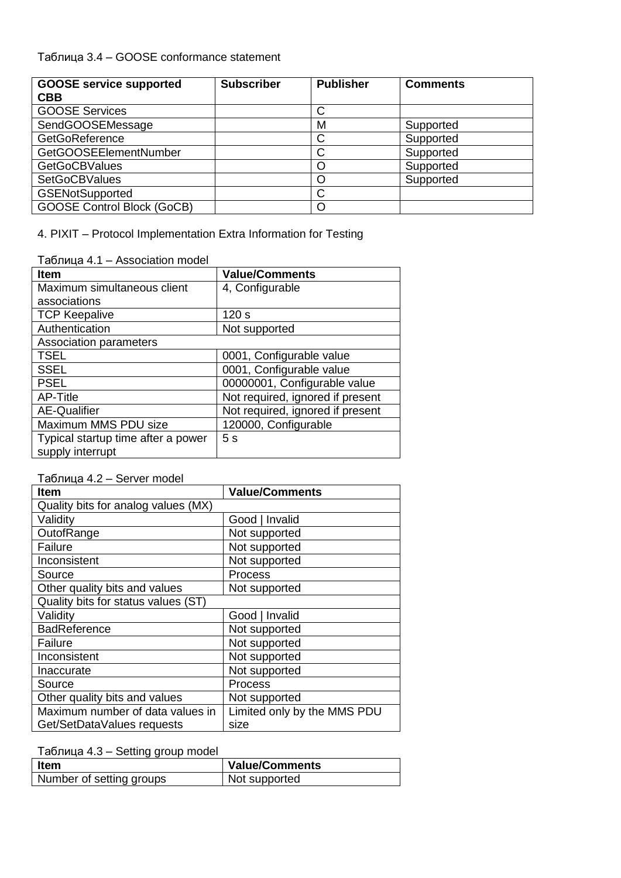Таблица 3.4 – GOOSE conformance statement

| GOOSE service supported CBB | Subscriber | Publisher | Comments |
|---|---|---|---|
| GOOSE Services | | C | |
| SendGOOSEMessage | | M | Supported |
| GetGoReference | | C | Supported |
| GetGOOSEElementNumber | | C | Supported |
| GetGoCBValues | | O | Supported |
| SetGoCBValues | | O | Supported |
| GSENotSupported | | C | |
| GOOSE Control Block (GoCB) | | O | |

## 4. PIXIT – Protocol Implementation Extra Information for Testing

Таблица 4.1 – Association model

| Item | Value/Comments |
|---|---|
| Maximum simultaneous client associations | 4, Configurable |
| TCP Keepalive | 120 s |
| Authentication | Not supported |
| Association parameters | |
| TSEL | 0001, Configurable value |
| SSEL | 0001, Configurable value |
| PSEL | 00000001, Configurable value |
| AP-Title | Not required, ignored if present |
| AE-Qualifier | Not required, ignored if present |
| Maximum MMS PDU size | 120000, Configurable |
| Typical startup time after a power supply interrupt | 5 s |

Таблица 4.2 – Server model

| Item | Value/Comments |
|---|---|
| Quality bits for analog values (MX) | |
| Validity | Good \| Invalid |
| OutofRange | Not supported |
| Failure | Not supported |
| Inconsistent | Not supported |
| Source | Process |
| Other quality bits and values | Not supported |
| Quality bits for status values (ST) | |
| Validity | Good \| Invalid |
| BadReference | Not supported |
| Failure | Not supported |
| Inconsistent | Not supported |
| Inaccurate | Not supported |
| Source | Process |
| Other quality bits and values | Not supported |
| Maximum number of data values in Get/SetDataValues requests | Limited only by the MMS PDU size |

Таблица 4.3 – Setting group model

| Item | Value/Comments |
|---|---|
| Number of setting groups | Not supported |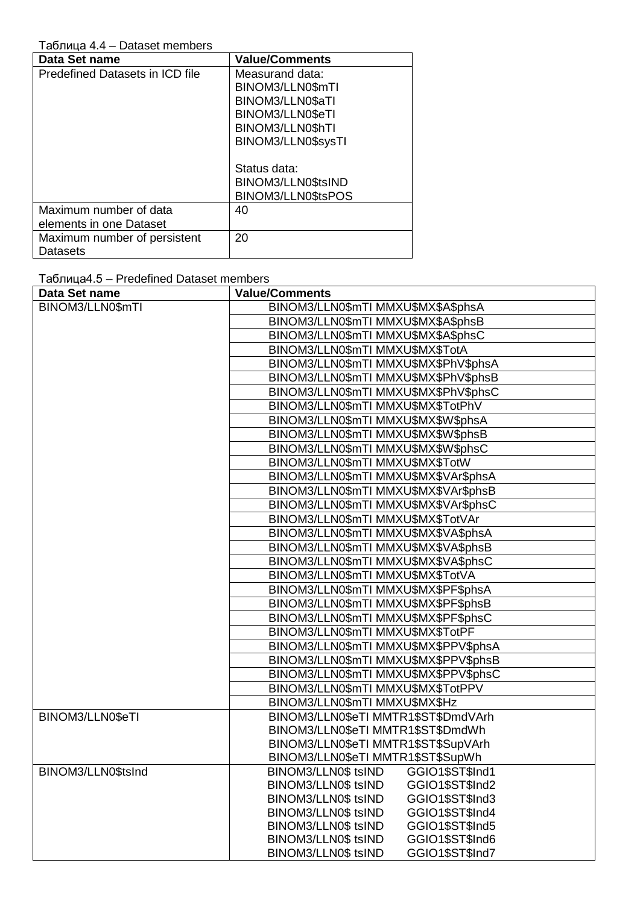Таблица 4.4 – Dataset members

| Data Set name | Value/Comments |
|---|---|
| Predefined Datasets in ICD file | Measurand data:<br>BINOM3/LLN0$mTI<br>BINOM3/LLN0$aTI<br>BINOM3/LLN0$eTI<br>BINOM3/LLN0$hTI<br>BINOM3/LLN0$sysTI<br><br>Status data:<br>BINOM3/LLN0$tsIND<br>BINOM3/LLN0$tsPOS |
| Maximum number of data elements in one Dataset | 40 |
| Maximum number of persistent Datasets | 20 |

Таблица4.5 – Predefined Dataset members

| Data Set name | Value/Comments |
|---|---|
| BINOM3/LLN0$mTI | BINOM3/LLN0$mTI MMXU$MX$A$phsA |
| | BINOM3/LLN0$mTI MMXU$MX$A$phsB |
| | BINOM3/LLN0$mTI MMXU$MX$A$phsC |
| | BINOM3/LLN0$mTI MMXU$MX$TotA |
| | BINOM3/LLN0$mTI MMXU$MX$PhV$phsA |
| | BINOM3/LLN0$mTI MMXU$MX$PhV$phsB |
| | BINOM3/LLN0$mTI MMXU$MX$PhV$phsC |
| | BINOM3/LLN0$mTI MMXU$MX$TotPhV |
| | BINOM3/LLN0$mTI MMXU$MX$W$phsA |
| | BINOM3/LLN0$mTI MMXU$MX$W$phsB |
| | BINOM3/LLN0$mTI MMXU$MX$W$phsC |
| | BINOM3/LLN0$mTI MMXU$MX$TotW |
| | BINOM3/LLN0$mTI MMXU$MX$VAr$phsA |
| | BINOM3/LLN0$mTI MMXU$MX$VAr$phsB |
| | BINOM3/LLN0$mTI MMXU$MX$VAr$phsC |
| | BINOM3/LLN0$mTI MMXU$MX$TotVAr |
| | BINOM3/LLN0$mTI MMXU$MX$VA$phsA |
| | BINOM3/LLN0$mTI MMXU$MX$VA$phsB |
| | BINOM3/LLN0$mTI MMXU$MX$VA$phsC |
| | BINOM3/LLN0$mTI MMXU$MX$TotVA |
| | BINOM3/LLN0$mTI MMXU$MX$PF$phsA |
| | BINOM3/LLN0$mTI MMXU$MX$PF$phsB |
| | BINOM3/LLN0$mTI MMXU$MX$PF$phsC |
| | BINOM3/LLN0$mTI MMXU$MX$TotPF |
| | BINOM3/LLN0$mTI MMXU$MX$PPV$phsA |
| | BINOM3/LLN0$mTI MMXU$MX$PPV$phsB |
| | BINOM3/LLN0$mTI MMXU$MX$PPV$phsC |
| | BINOM3/LLN0$mTI MMXU$MX$TotPPV |
| | BINOM3/LLN0$mTI MMXU$MX$Hz |
| BINOM3/LLN0$eTI | BINOM3/LLN0$eTI MMTR1$ST$DmdVArh<br>BINOM3/LLN0$eTI MMTR1$ST$DmdWh<br>BINOM3/LLN0$eTI MMTR1$ST$SupVArh<br>BINOM3/LLN0$eTI MMTR1$ST$SupWh |
| BINOM3/LLN0$tsInd | BINOM3/LLN0$ tsIND GGIO1$ST$Ind1<br>BINOM3/LLN0$ tsIND GGIO1$ST$Ind2<br>BINOM3/LLN0$ tsIND GGIO1$ST$Ind3<br>BINOM3/LLN0$ tsIND GGIO1$ST$Ind4<br>BINOM3/LLN0$ tsIND GGIO1$ST$Ind5<br>BINOM3/LLN0$ tsIND GGIO1$ST$Ind6<br>BINOM3/LLN0$ tsIND GGIO1$ST$Ind7 |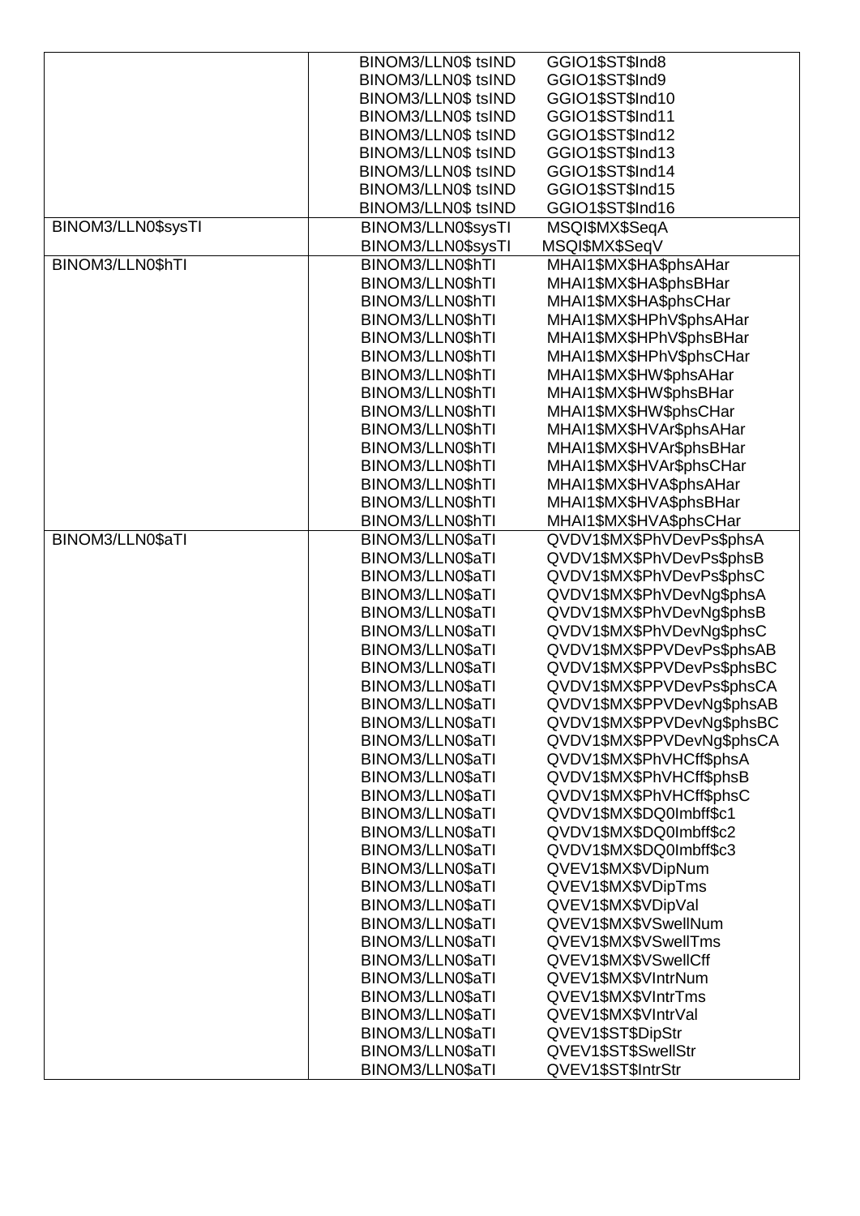| | | |
|---|---|---|
| | BINOM3/LLN0$ tsIND | GGIO1$ST$Ind8 |
| | BINOM3/LLN0$ tsIND | GGIO1$ST$Ind9 |
| | BINOM3/LLN0$ tsIND | GGIO1$ST$Ind10 |
| | BINOM3/LLN0$ tsIND | GGIO1$ST$Ind11 |
| | BINOM3/LLN0$ tsIND | GGIO1$ST$Ind12 |
| | BINOM3/LLN0$ tsIND | GGIO1$ST$Ind13 |
| | BINOM3/LLN0$ tsIND | GGIO1$ST$Ind14 |
| | BINOM3/LLN0$ tsIND | GGIO1$ST$Ind15 |
| | BINOM3/LLN0$ tsIND | GGIO1$ST$Ind16 |
| BINOM3/LLN0$sysTI | BINOM3/LLN0$sysTI | MSQI$MX$SeqA |
| | BINOM3/LLN0$sysTI | MSQI$MX$SeqV |
| BINOM3/LLN0$hTI | BINOM3/LLN0$hTI | MHAI1$MX$HA$phsAHar |
| | BINOM3/LLN0$hTI | MHAI1$MX$HA$phsBHar |
| | BINOM3/LLN0$hTI | MHAI1$MX$HA$phsCHar |
| | BINOM3/LLN0$hTI | MHAI1$MX$HPhV$phsAHar |
| | BINOM3/LLN0$hTI | MHAI1$MX$HPhV$phsBHar |
| | BINOM3/LLN0$hTI | MHAI1$MX$HPhV$phsCHar |
| | BINOM3/LLN0$hTI | MHAI1$MX$HW$phsAHar |
| | BINOM3/LLN0$hTI | MHAI1$MX$HW$phsBHar |
| | BINOM3/LLN0$hTI | MHAI1$MX$HW$phsCHar |
| | BINOM3/LLN0$hTI | MHAI1$MX$HVAr$phsAHar |
| | BINOM3/LLN0$hTI | MHAI1$MX$HVAr$phsBHar |
| | BINOM3/LLN0$hTI | MHAI1$MX$HVAr$phsCHar |
| | BINOM3/LLN0$hTI | MHAI1$MX$HVA$phsAHar |
| | BINOM3/LLN0$hTI | MHAI1$MX$HVA$phsBHar |
| | BINOM3/LLN0$hTI | MHAI1$MX$HVA$phsCHar |
| BINOM3/LLN0$aTI | BINOM3/LLN0$aTI | QVDV1$MX$PhVDevPs$phsA |
| | BINOM3/LLN0$aTI | QVDV1$MX$PhVDevPs$phsB |
| | BINOM3/LLN0$aTI | QVDV1$MX$PhVDevPs$phsC |
| | BINOM3/LLN0$aTI | QVDV1$MX$PhVDevNg$phsA |
| | BINOM3/LLN0$aTI | QVDV1$MX$PhVDevNg$phsB |
| | BINOM3/LLN0$aTI | QVDV1$MX$PhVDevNg$phsC |
| | BINOM3/LLN0$aTI | QVDV1$MX$PPVDevPs$phsAB |
| | BINOM3/LLN0$aTI | QVDV1$MX$PPVDevPs$phsBC |
| | BINOM3/LLN0$aTI | QVDV1$MX$PPVDevPs$phsCA |
| | BINOM3/LLN0$aTI | QVDV1$MX$PPVDevNg$phsAB |
| | BINOM3/LLN0$aTI | QVDV1$MX$PPVDevNg$phsBC |
| | BINOM3/LLN0$aTI | QVDV1$MX$PPVDevNg$phsCA |
| | BINOM3/LLN0$aTI | QVDV1$MX$PhVHCff$phsA |
| | BINOM3/LLN0$aTI | QVDV1$MX$PhVHCff$phsB |
| | BINOM3/LLN0$aTI | QVDV1$MX$PhVHCff$phsC |
| | BINOM3/LLN0$aTI | QVDV1$MX$DQ0Imbff$c1 |
| | BINOM3/LLN0$aTI | QVDV1$MX$DQ0Imbff$c2 |
| | BINOM3/LLN0$aTI | QVDV1$MX$DQ0Imbff$c3 |
| | BINOM3/LLN0$aTI | QVEV1$MX$VDipNum |
| | BINOM3/LLN0$aTI | QVEV1$MX$VDipTms |
| | BINOM3/LLN0$aTI | QVEV1$MX$VDipVal |
| | BINOM3/LLN0$aTI | QVEV1$MX$VSwellNum |
| | BINOM3/LLN0$aTI | QVEV1$MX$VSwellTms |
| | BINOM3/LLN0$aTI | QVEV1$MX$VSwellCff |
| | BINOM3/LLN0$aTI | QVEV1$MX$VIntrNum |
| | BINOM3/LLN0$aTI | QVEV1$MX$VIntrTms |
| | BINOM3/LLN0$aTI | QVEV1$MX$VIntrVal |
| | BINOM3/LLN0$aTI | QVEV1$ST$DipStr |
| | BINOM3/LLN0$aTI | QVEV1$ST$SwellStr |
| | BINOM3/LLN0$aTI | QVEV1$ST$IntrStr |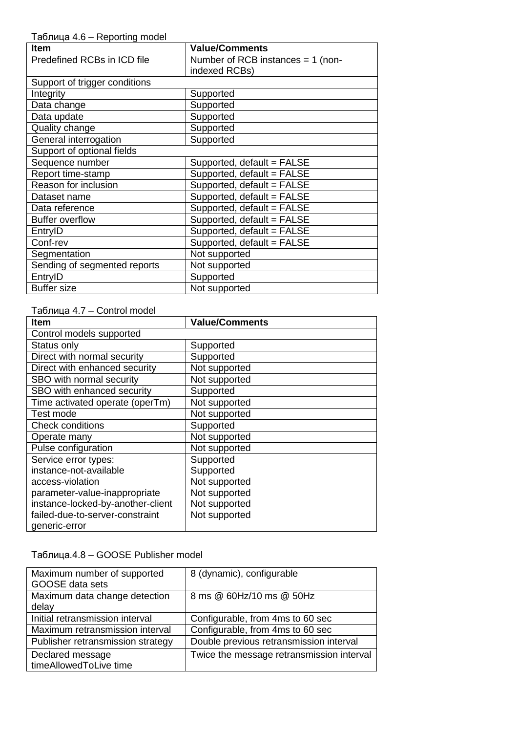Таблица 4.6 – Reporting model

| Item | Value/Comments |
|---|---|
| Predefined RCBs in ICD file | Number of RCB instances = 1 (non-indexed RCBs) |
| Support of trigger conditions | |
| Integrity | Supported |
| Data change | Supported |
| Data update | Supported |
| Quality change | Supported |
| General interrogation | Supported |
| Support of optional fields | |
| Sequence number | Supported, default = FALSE |
| Report time-stamp | Supported, default = FALSE |
| Reason for inclusion | Supported, default = FALSE |
| Dataset name | Supported, default = FALSE |
| Data reference | Supported, default = FALSE |
| Buffer overflow | Supported, default = FALSE |
| EntryID | Supported, default = FALSE |
| Conf-rev | Supported, default = FALSE |
| Segmentation | Not supported |
| Sending of segmented reports | Not supported |
| EntryID | Supported |
| Buffer size | Not supported |

Таблица 4.7 – Control model

| Item | Value/Comments |
|---|---|
| Control models supported | |
| Status only | Supported |
| Direct with normal security | Supported |
| Direct with enhanced security | Not supported |
| SBO with normal security | Not supported |
| SBO with enhanced security | Supported |
| Time activated operate (operTm) | Not supported |
| Test mode | Not supported |
| Check conditions | Supported |
| Operate many | Not supported |
| Pulse configuration | Not supported |
| Service error types:<br>instance-not-available<br>access-violation<br>parameter-value-inappropriate<br>instance-locked-by-another-client<br>failed-due-to-server-constraint<br>generic-error | Supported<br>Supported<br>Not supported<br>Not supported<br>Not supported<br>Not supported |

Таблица.4.8 – GOOSE Publisher model

| | |
|---|---|
| Maximum number of supported GOOSE data sets | 8 (dynamic), configurable |
| Maximum data change detection delay | 8 ms @ 60Hz/10 ms @ 50Hz |
| Initial retransmission interval | Configurable, from 4ms to 60 sec |
| Maximum retransmission interval | Configurable, from 4ms to 60 sec |
| Publisher retransmission strategy | Double previous retransmission interval |
| Declared message timeAllowedToLive time | Twice the message retransmission interval |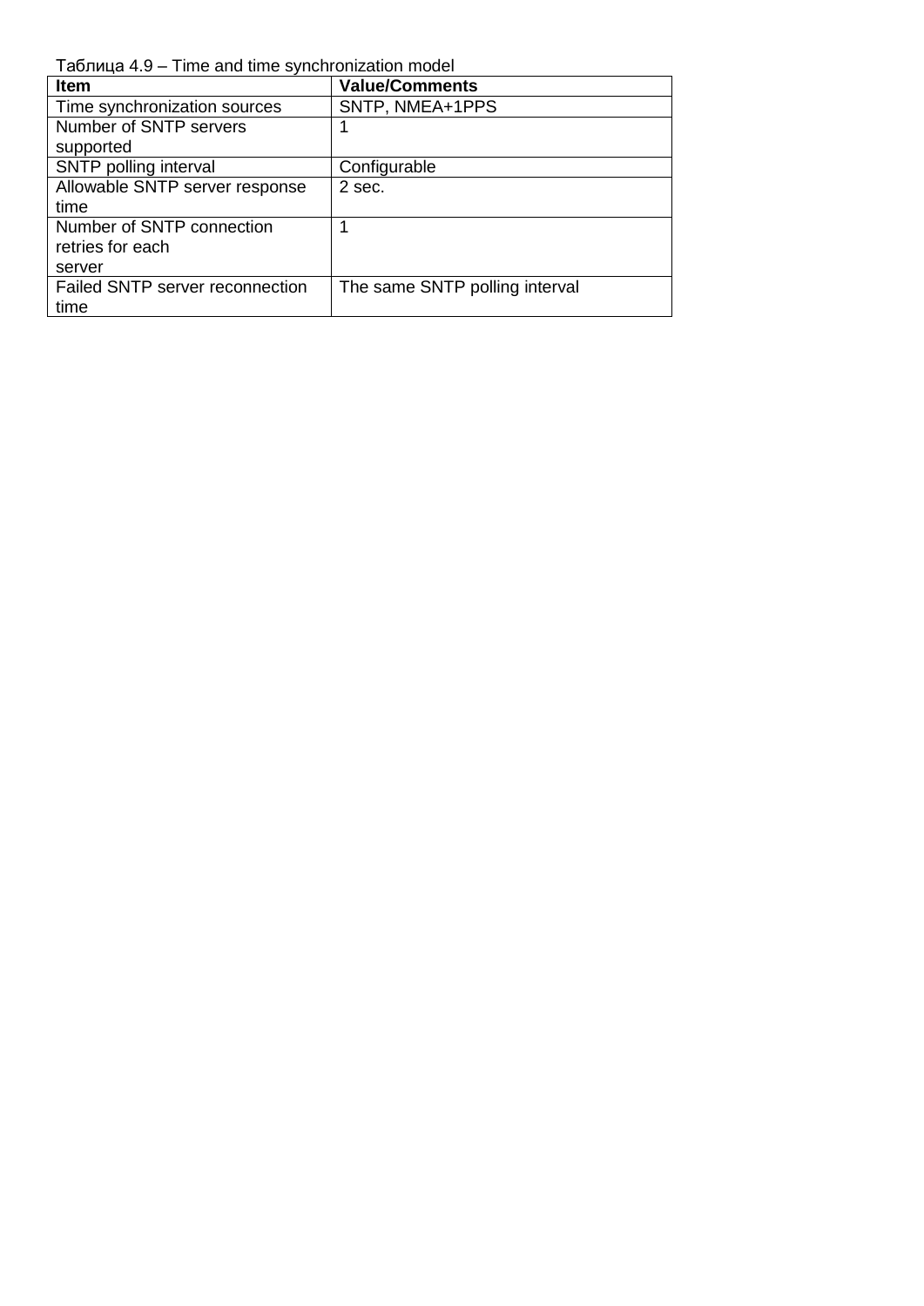Таблица 4.9 – Time and time synchronization model

| Item | Value/Comments |
| --- | --- |
| Time synchronization sources | SNTP, NMEA+1PPS |
| Number of SNTP servers supported | 1 |
| SNTP polling interval | Configurable |
| Allowable SNTP server response time | 2 sec. |
| Number of SNTP connection retries for each server | 1 |
| Failed SNTP server reconnection time | The same SNTP polling interval |